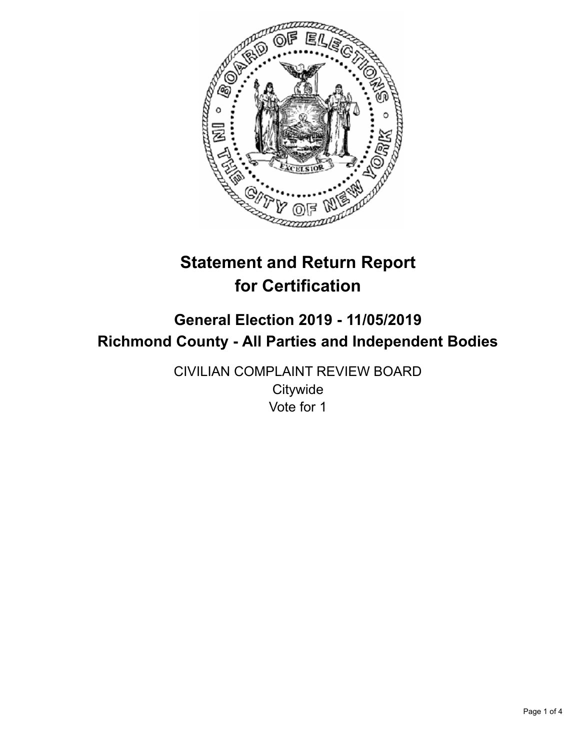# Statement and Return Report for Certification

## General Election 2019 - 11/05/2019
## Richmond County - All Parties and Independent Bodies

CIVILIAN COMPLAINT REVIEW BOARD
Citywide
Vote for 1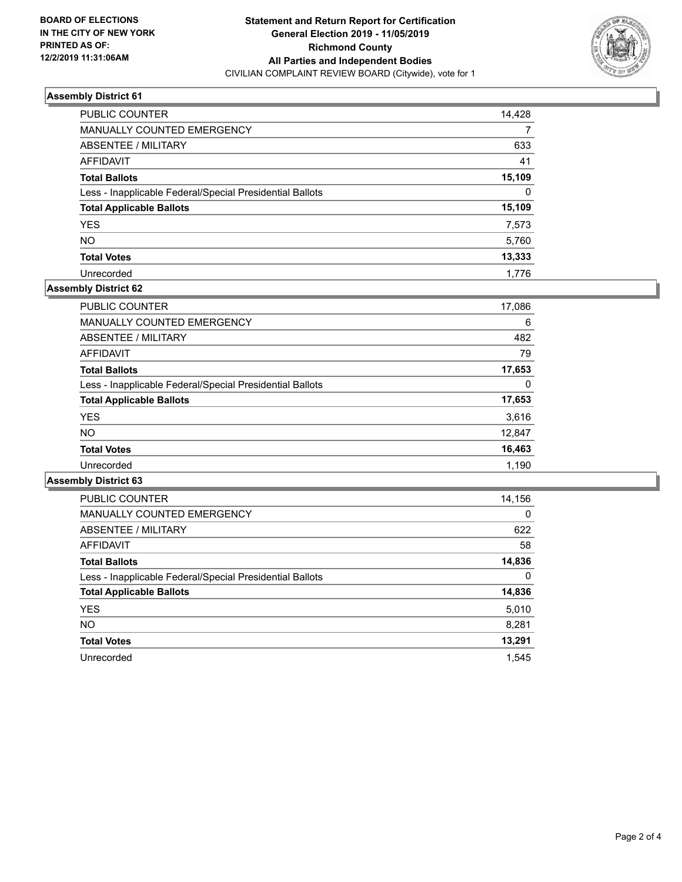**BOARD OF ELECTIONS IN THE CITY OF NEW YORK PRINTED AS OF: 12/2/2019 11:31:06AM**

**Statement and Return Report for Certification General Election 2019 - 11/05/2019 Richmond County All Parties and Independent Bodies**
CIVILIAN COMPLAINT REVIEW BOARD (Citywide), vote for 1

### Assembly District 61

| | |
|---|---|
| PUBLIC COUNTER | 14,428 |
| MANUALLY COUNTED EMERGENCY | 7 |
| ABSENTEE / MILITARY | 633 |
| AFFIDAVIT | 41 |
| **Total Ballots** | **15,109** |
| Less - Inapplicable Federal/Special Presidential Ballots | 0 |
| **Total Applicable Ballots** | **15,109** |
| YES | 7,573 |
| NO | 5,760 |
| **Total Votes** | **13,333** |
| Unrecorded | 1,776 |

### Assembly District 62

| | |
|---|---|
| PUBLIC COUNTER | 17,086 |
| MANUALLY COUNTED EMERGENCY | 6 |
| ABSENTEE / MILITARY | 482 |
| AFFIDAVIT | 79 |
| **Total Ballots** | **17,653** |
| Less - Inapplicable Federal/Special Presidential Ballots | 0 |
| **Total Applicable Ballots** | **17,653** |
| YES | 3,616 |
| NO | 12,847 |
| **Total Votes** | **16,463** |
| Unrecorded | 1,190 |

### Assembly District 63

| | |
|---|---|
| PUBLIC COUNTER | 14,156 |
| MANUALLY COUNTED EMERGENCY | 0 |
| ABSENTEE / MILITARY | 622 |
| AFFIDAVIT | 58 |
| **Total Ballots** | **14,836** |
| Less - Inapplicable Federal/Special Presidential Ballots | 0 |
| **Total Applicable Ballots** | **14,836** |
| YES | 5,010 |
| NO | 8,281 |
| **Total Votes** | **13,291** |
| Unrecorded | 1,545 |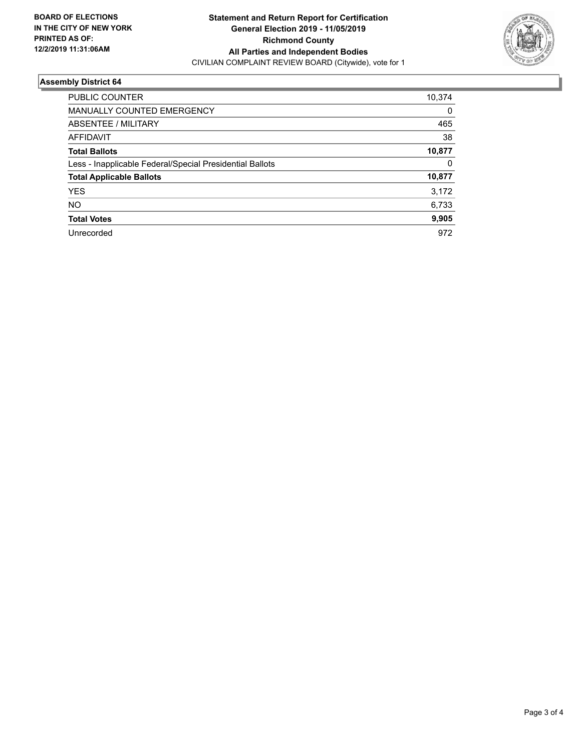**BOARD OF ELECTIONS IN THE CITY OF NEW YORK PRINTED AS OF: 12/2/2019 11:31:06AM**

**Statement and Return Report for Certification**
**General Election 2019 - 11/05/2019**
**Richmond County**
**All Parties and Independent Bodies**
CIVILIAN COMPLAINT REVIEW BOARD (Citywide), vote for 1

## Assembly District 64

| | |
|---|---|
| PUBLIC COUNTER | 10,374 |
| MANUALLY COUNTED EMERGENCY | 0 |
| ABSENTEE / MILITARY | 465 |
| AFFIDAVIT | 38 |
| **Total Ballots** | **10,877** |
| Less - Inapplicable Federal/Special Presidential Ballots | 0 |
| **Total Applicable Ballots** | **10,877** |
| YES | 3,172 |
| NO | 6,733 |
| **Total Votes** | **9,905** |
| Unrecorded | 972 |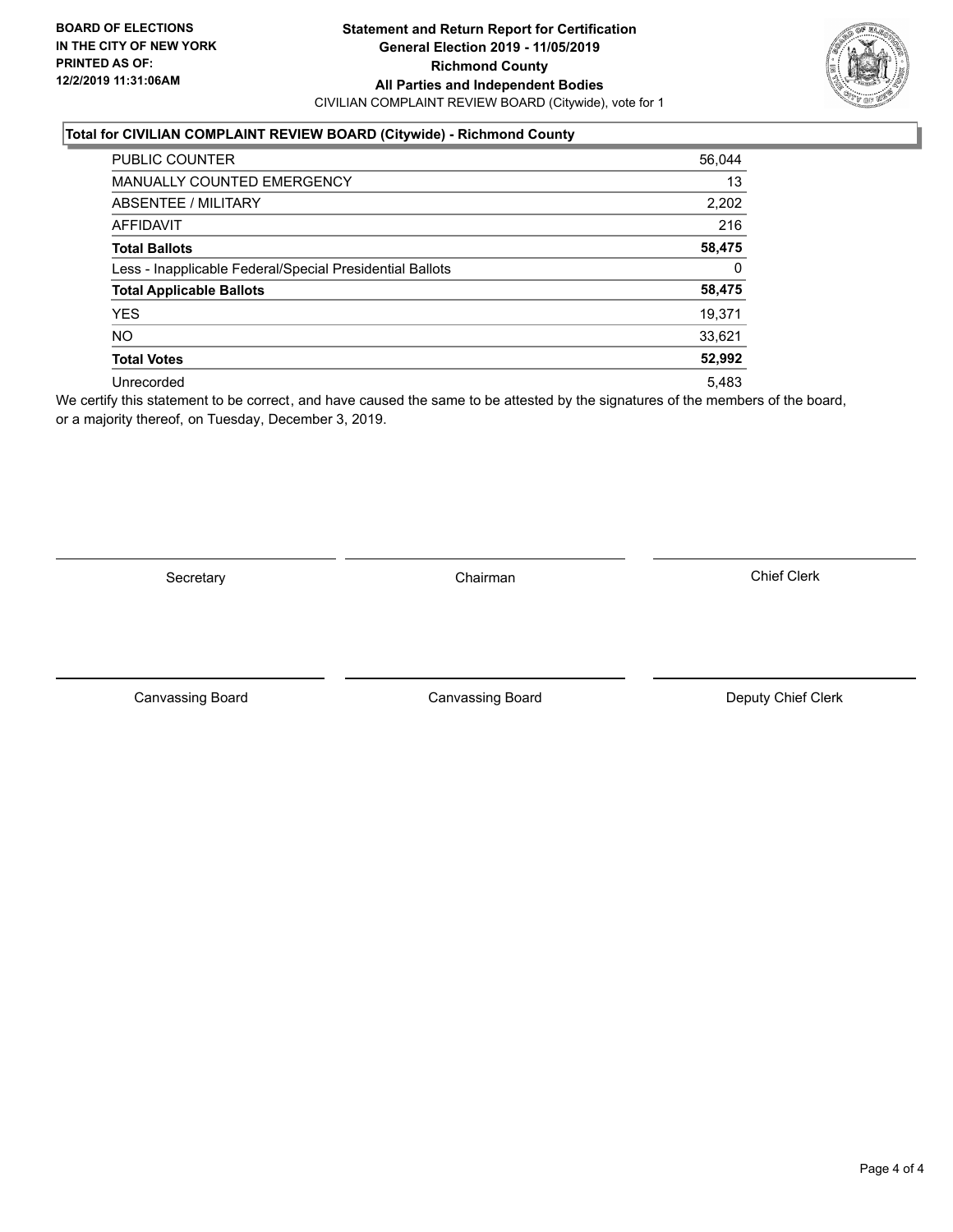**BOARD OF ELECTIONS IN THE CITY OF NEW YORK PRINTED AS OF: 12/2/2019 11:31:06AM**

**Statement and Return Report for Certification**
**General Election 2019 - 11/05/2019**
**Richmond County**
**All Parties and Independent Bodies**
CIVILIAN COMPLAINT REVIEW BOARD (Citywide), vote for 1

## Total for CIVILIAN COMPLAINT REVIEW BOARD (Citywide) - Richmond County

| | |
|---|---|
| PUBLIC COUNTER | 56,044 |
| MANUALLY COUNTED EMERGENCY | 13 |
| ABSENTEE / MILITARY | 2,202 |
| AFFIDAVIT | 216 |
| **Total Ballots** | **58,475** |
| Less - Inapplicable Federal/Special Presidential Ballots | 0 |
| **Total Applicable Ballots** | **58,475** |
| YES | 19,371 |
| NO | 33,621 |
| **Total Votes** | **52,992** |
| Unrecorded | 5,483 |

We certify this statement to be correct, and have caused the same to be attested by the signatures of the members of the board, or a majority thereof, on Tuesday, December 3, 2019.

Secretary

Chairman

Chief Clerk

Canvassing Board

Canvassing Board

Deputy Chief Clerk